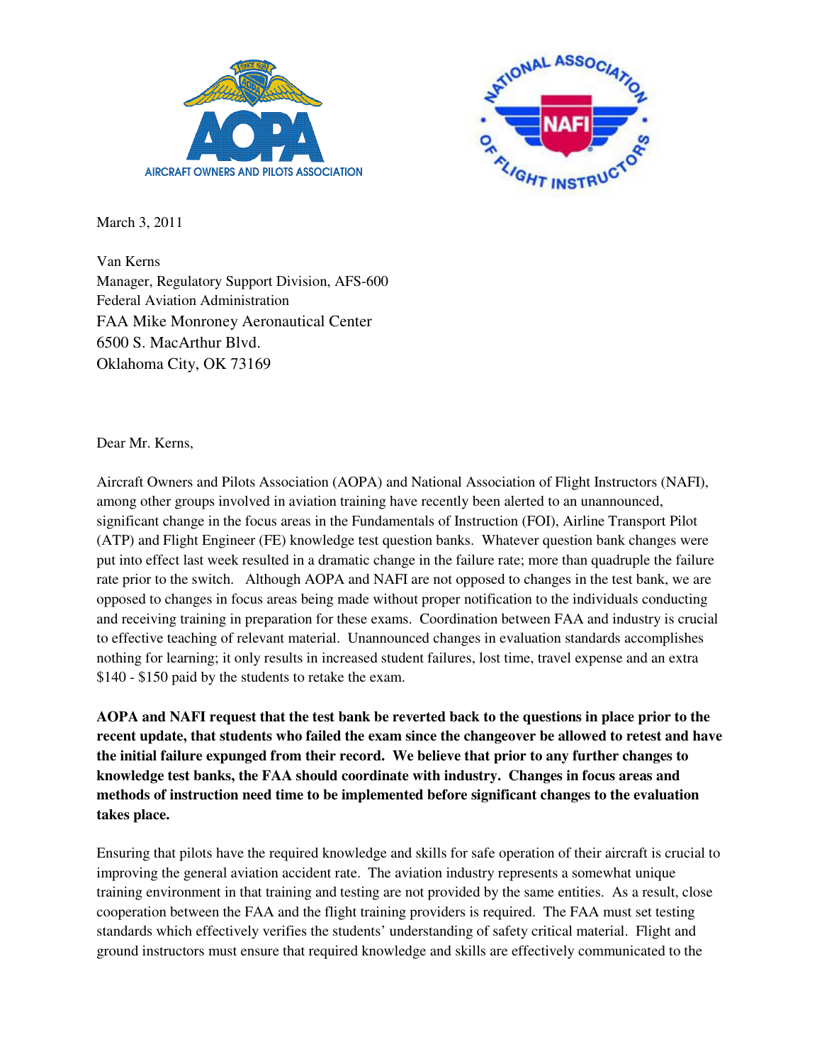March 3, 2011

Van Kerns
Manager, Regulatory Support Division, AFS-600
Federal Aviation Administration
FAA Mike Monroney Aeronautical Center
6500 S. MacArthur Blvd.
Oklahoma City, OK 73169

Dear Mr. Kerns,

Aircraft Owners and Pilots Association (AOPA) and National Association of Flight Instructors (NAFI), among other groups involved in aviation training have recently been alerted to an unannounced, significant change in the focus areas in the Fundamentals of Instruction (FOI), Airline Transport Pilot (ATP) and Flight Engineer (FE) knowledge test question banks. Whatever question bank changes were put into effect last week resulted in a dramatic change in the failure rate; more than quadruple the failure rate prior to the switch. Although AOPA and NAFI are not opposed to changes in the test bank, we are opposed to changes in focus areas being made without proper notification to the individuals conducting and receiving training in preparation for these exams. Coordination between FAA and industry is crucial to effective teaching of relevant material. Unannounced changes in evaluation standards accomplishes nothing for learning; it only results in increased student failures, lost time, travel expense and an extra $140 - $150 paid by the students to retake the exam.

**AOPA and NAFI request that the test bank be reverted back to the questions in place prior to the recent update, that students who failed the exam since the changeover be allowed to retest and have the initial failure expunged from their record. We believe that prior to any further changes to knowledge test banks, the FAA should coordinate with industry. Changes in focus areas and methods of instruction need time to be implemented before significant changes to the evaluation takes place.**

Ensuring that pilots have the required knowledge and skills for safe operation of their aircraft is crucial to improving the general aviation accident rate. The aviation industry represents a somewhat unique training environment in that training and testing are not provided by the same entities. As a result, close cooperation between the FAA and the flight training providers is required. The FAA must set testing standards which effectively verifies the students' understanding of safety critical material. Flight and ground instructors must ensure that required knowledge and skills are effectively communicated to the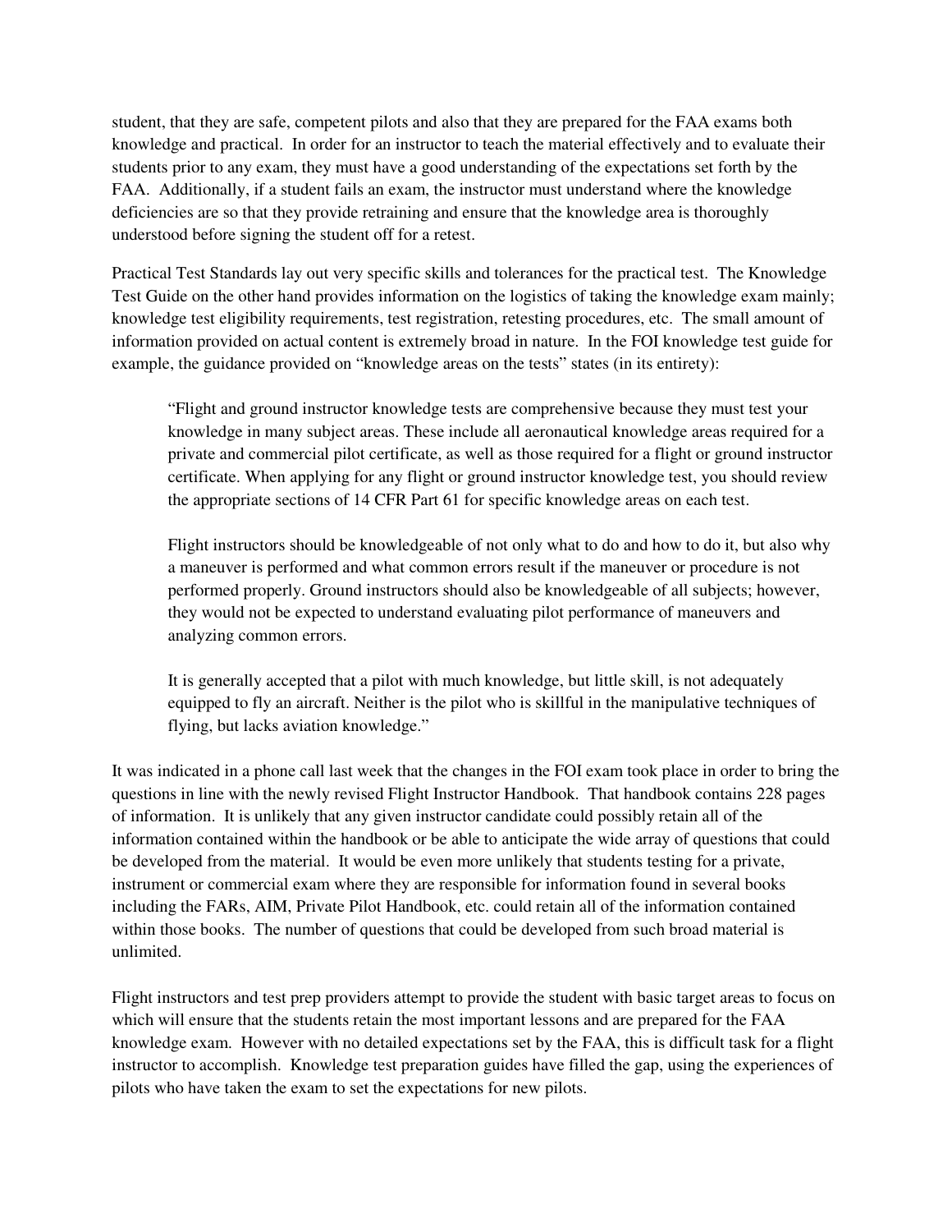student, that they are safe, competent pilots and also that they are prepared for the FAA exams both knowledge and practical. In order for an instructor to teach the material effectively and to evaluate their students prior to any exam, they must have a good understanding of the expectations set forth by the FAA. Additionally, if a student fails an exam, the instructor must understand where the knowledge deficiencies are so that they provide retraining and ensure that the knowledge area is thoroughly understood before signing the student off for a retest.

Practical Test Standards lay out very specific skills and tolerances for the practical test. The Knowledge Test Guide on the other hand provides information on the logistics of taking the knowledge exam mainly; knowledge test eligibility requirements, test registration, retesting procedures, etc. The small amount of information provided on actual content is extremely broad in nature. In the FOI knowledge test guide for example, the guidance provided on "knowledge areas on the tests" states (in its entirety):

> "Flight and ground instructor knowledge tests are comprehensive because they must test your knowledge in many subject areas. These include all aeronautical knowledge areas required for a private and commercial pilot certificate, as well as those required for a flight or ground instructor certificate. When applying for any flight or ground instructor knowledge test, you should review the appropriate sections of 14 CFR Part 61 for specific knowledge areas on each test.
>
> Flight instructors should be knowledgeable of not only what to do and how to do it, but also why a maneuver is performed and what common errors result if the maneuver or procedure is not performed properly. Ground instructors should also be knowledgeable of all subjects; however, they would not be expected to understand evaluating pilot performance of maneuvers and analyzing common errors.
>
> It is generally accepted that a pilot with much knowledge, but little skill, is not adequately equipped to fly an aircraft. Neither is the pilot who is skillful in the manipulative techniques of flying, but lacks aviation knowledge."

It was indicated in a phone call last week that the changes in the FOI exam took place in order to bring the questions in line with the newly revised Flight Instructor Handbook. That handbook contains 228 pages of information. It is unlikely that any given instructor candidate could possibly retain all of the information contained within the handbook or be able to anticipate the wide array of questions that could be developed from the material. It would be even more unlikely that students testing for a private, instrument or commercial exam where they are responsible for information found in several books including the FARs, AIM, Private Pilot Handbook, etc. could retain all of the information contained within those books. The number of questions that could be developed from such broad material is unlimited.

Flight instructors and test prep providers attempt to provide the student with basic target areas to focus on which will ensure that the students retain the most important lessons and are prepared for the FAA knowledge exam. However with no detailed expectations set by the FAA, this is difficult task for a flight instructor to accomplish. Knowledge test preparation guides have filled the gap, using the experiences of pilots who have taken the exam to set the expectations for new pilots.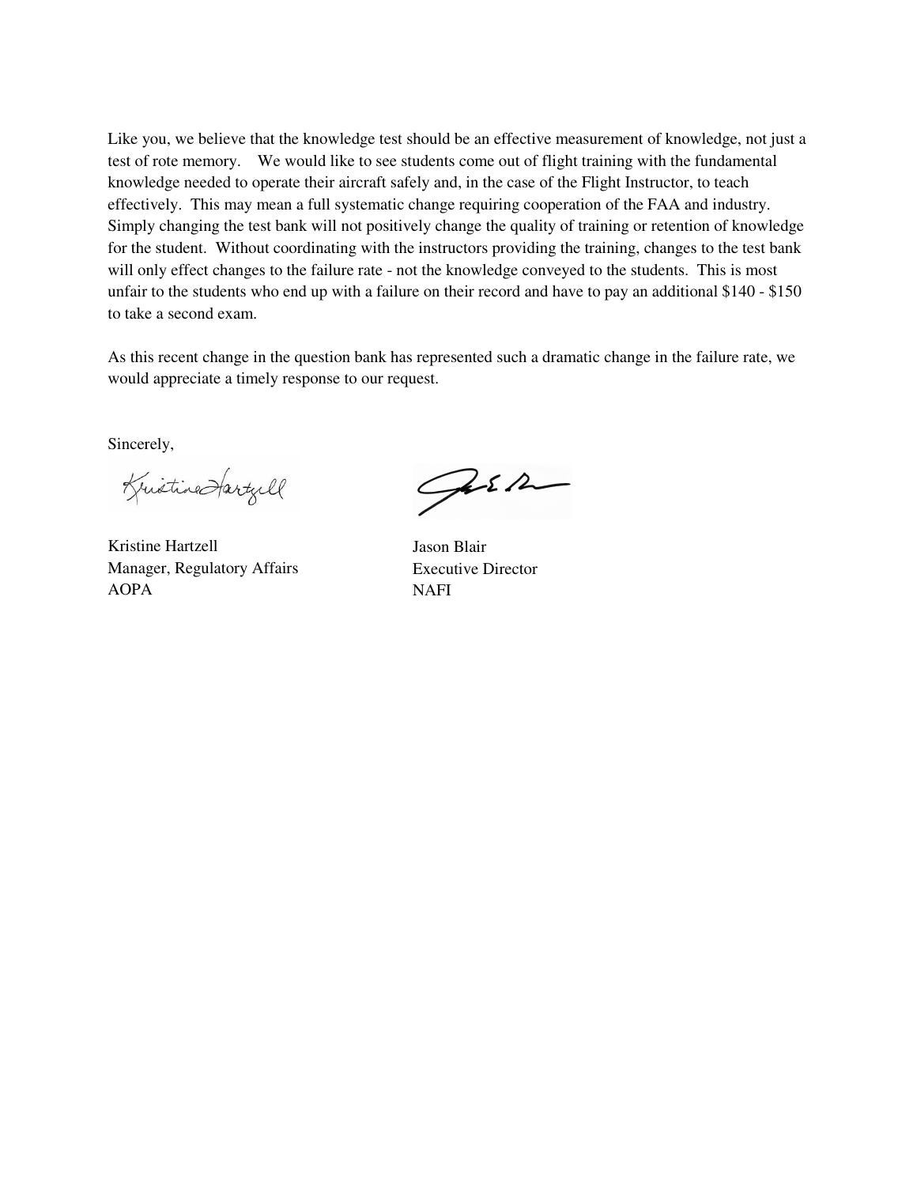Like you, we believe that the knowledge test should be an effective measurement of knowledge, not just a test of rote memory. We would like to see students come out of flight training with the fundamental knowledge needed to operate their aircraft safely and, in the case of the Flight Instructor, to teach effectively. This may mean a full systematic change requiring cooperation of the FAA and industry. Simply changing the test bank will not positively change the quality of training or retention of knowledge for the student. Without coordinating with the instructors providing the training, changes to the test bank will only effect changes to the failure rate - not the knowledge conveyed to the students. This is most unfair to the students who end up with a failure on their record and have to pay an additional $140 - $150 to take a second exam.

As this recent change in the question bank has represented such a dramatic change in the failure rate, we would appreciate a timely response to our request.

Sincerely,

Kristine Hartzell
Manager, Regulatory Affairs
AOPA

Jason Blair
Executive Director
NAFI